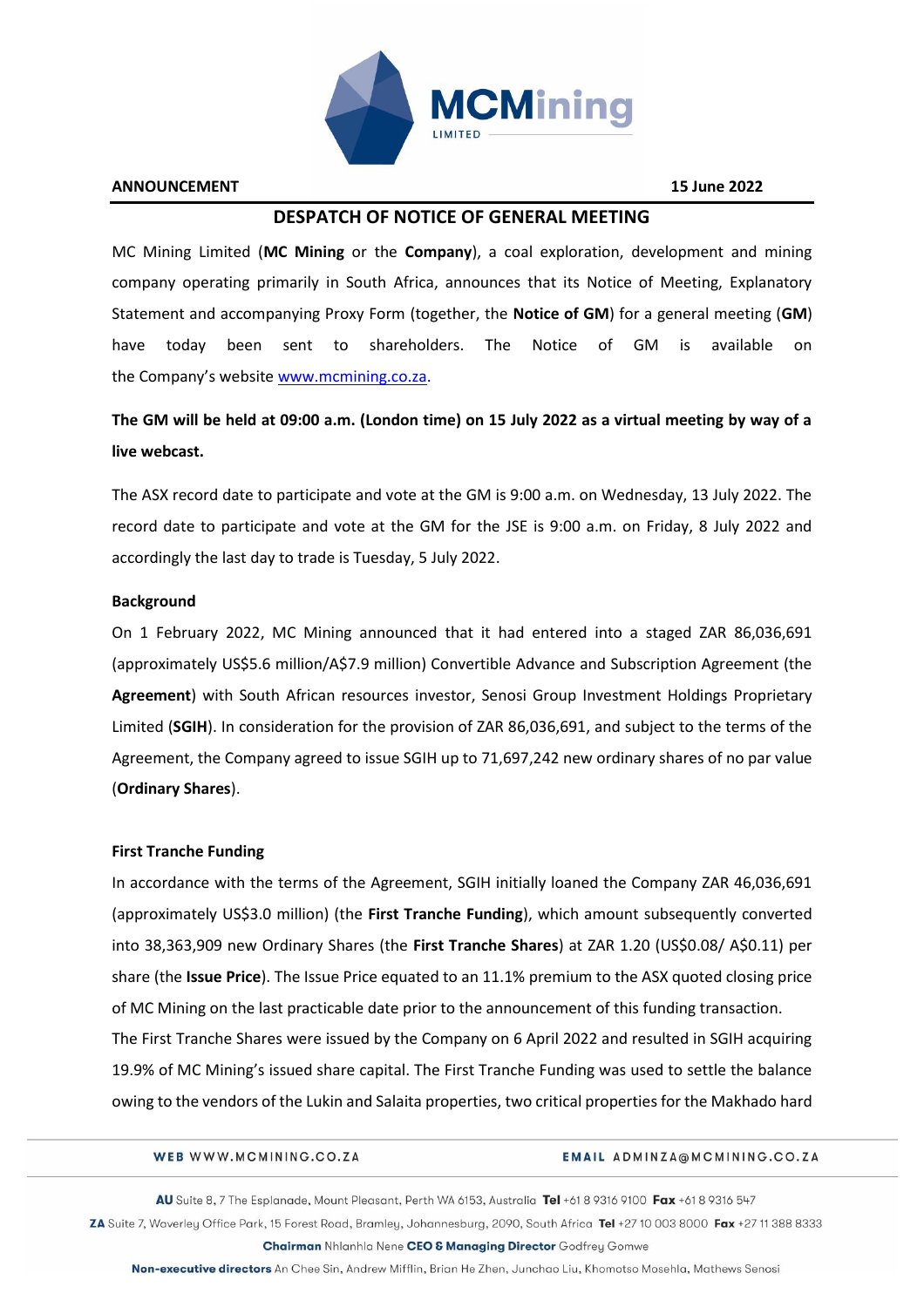**ANNOUNCEMENT** **15 June 2022**

# DESPATCH OF NOTICE OF GENERAL MEETING

MC Mining Limited (**MC Mining** or the **Company**), a coal exploration, development and mining company operating primarily in South Africa, announces that its Notice of Meeting, Explanatory Statement and accompanying Proxy Form (together, the **Notice of GM**) for a general meeting (**GM**) have today been sent to shareholders. The Notice of GM is available on the Company's website www.mcmining.co.za.

**The GM will be held at 09:00 a.m. (London time) on 15 July 2022 as a virtual meeting by way of a live webcast.**

The ASX record date to participate and vote at the GM is 9:00 a.m. on Wednesday, 13 July 2022. The record date to participate and vote at the GM for the JSE is 9:00 a.m. on Friday, 8 July 2022 and accordingly the last day to trade is Tuesday, 5 July 2022.

### Background

On 1 February 2022, MC Mining announced that it had entered into a staged ZAR 86,036,691 (approximately US$5.6 million/A$7.9 million) Convertible Advance and Subscription Agreement (the **Agreement**) with South African resources investor, Senosi Group Investment Holdings Proprietary Limited (**SGIH**). In consideration for the provision of ZAR 86,036,691, and subject to the terms of the Agreement, the Company agreed to issue SGIH up to 71,697,242 new ordinary shares of no par value (**Ordinary Shares**).

### First Tranche Funding

In accordance with the terms of the Agreement, SGIH initially loaned the Company ZAR 46,036,691 (approximately US$3.0 million) (the **First Tranche Funding**), which amount subsequently converted into 38,363,909 new Ordinary Shares (the **First Tranche Shares**) at ZAR 1.20 (US$0.08/ A$0.11) per share (the **Issue Price**). The Issue Price equated to an 11.1% premium to the ASX quoted closing price of MC Mining on the last practicable date prior to the announcement of this funding transaction.

The First Tranche Shares were issued by the Company on 6 April 2022 and resulted in SGIH acquiring 19.9% of MC Mining's issued share capital. The First Tranche Funding was used to settle the balance owing to the vendors of the Lukin and Salaita properties, two critical properties for the Makhado hard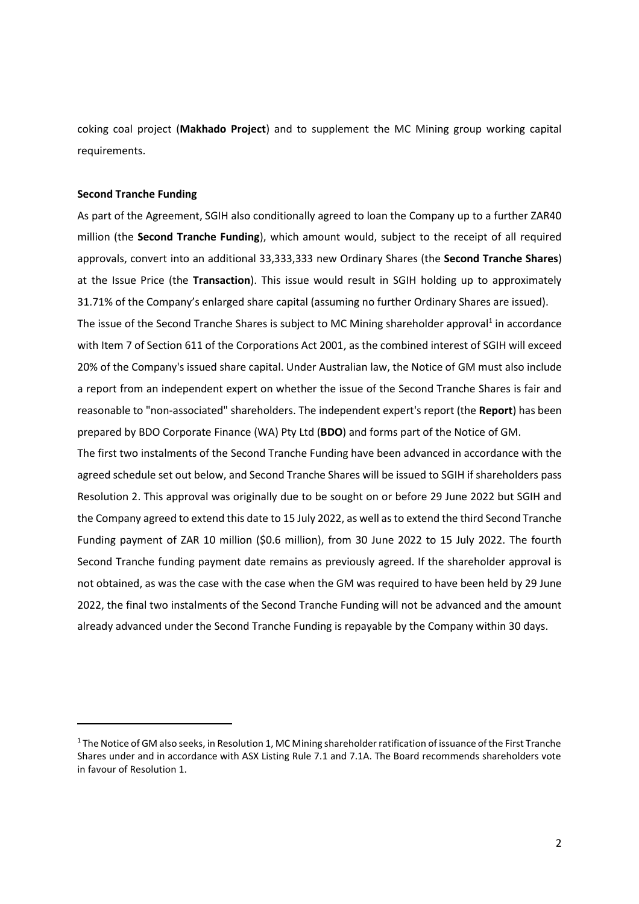coking coal project (**Makhado Project**) and to supplement the MC Mining group working capital requirements.

**Second Tranche Funding**

As part of the Agreement, SGIH also conditionally agreed to loan the Company up to a further ZAR40 million (the **Second Tranche Funding**), which amount would, subject to the receipt of all required approvals, convert into an additional 33,333,333 new Ordinary Shares (the **Second Tranche Shares**) at the Issue Price (the **Transaction**). This issue would result in SGIH holding up to approximately 31.71% of the Company's enlarged share capital (assuming no further Ordinary Shares are issued).

The issue of the Second Tranche Shares is subject to MC Mining shareholder approval[1] in accordance with Item 7 of Section 611 of the Corporations Act 2001, as the combined interest of SGIH will exceed 20% of the Company's issued share capital. Under Australian law, the Notice of GM must also include a report from an independent expert on whether the issue of the Second Tranche Shares is fair and reasonable to "non-associated" shareholders. The independent expert's report (the **Report**) has been prepared by BDO Corporate Finance (WA) Pty Ltd (**BDO**) and forms part of the Notice of GM.

The first two instalments of the Second Tranche Funding have been advanced in accordance with the agreed schedule set out below, and Second Tranche Shares will be issued to SGIH if shareholders pass Resolution 2. This approval was originally due to be sought on or before 29 June 2022 but SGIH and the Company agreed to extend this date to 15 July 2022, as well as to extend the third Second Tranche Funding payment of ZAR 10 million ($0.6 million), from 30 June 2022 to 15 July 2022. The fourth Second Tranche funding payment date remains as previously agreed. If the shareholder approval is not obtained, as was the case with the case when the GM was required to have been held by 29 June 2022, the final two instalments of the Second Tranche Funding will not be advanced and the amount already advanced under the Second Tranche Funding is repayable by the Company within 30 days.

[1] The Notice of GM also seeks, in Resolution 1, MC Mining shareholder ratification of issuance of the First Tranche Shares under and in accordance with ASX Listing Rule 7.1 and 7.1A. The Board recommends shareholders vote in favour of Resolution 1.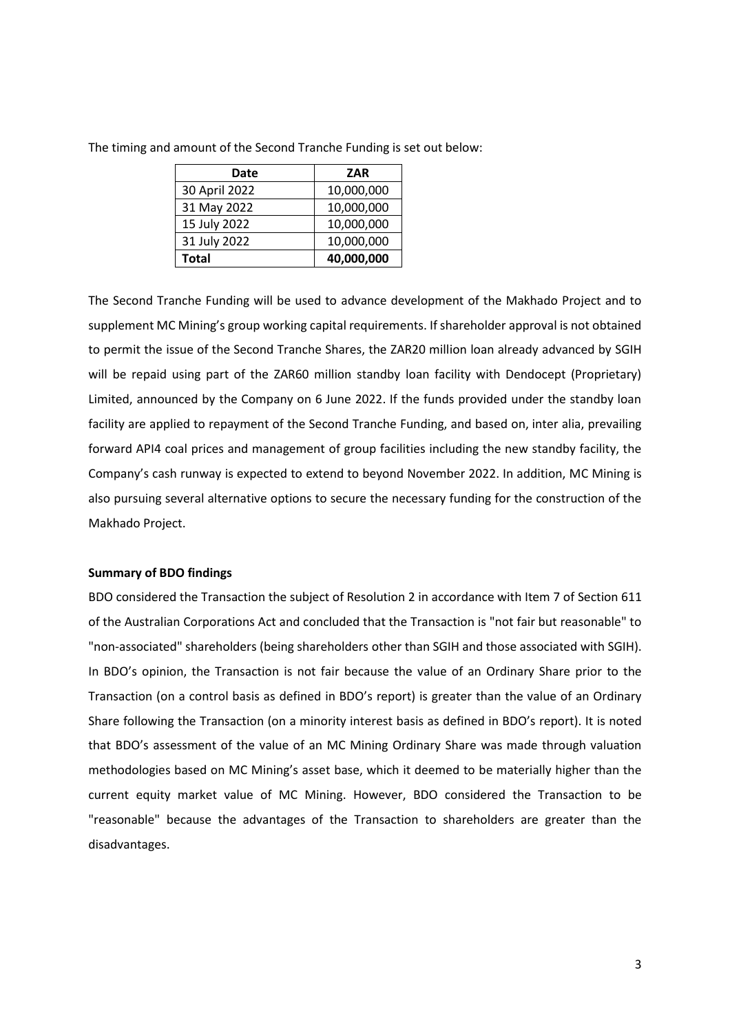The timing and amount of the Second Tranche Funding is set out below:

| Date | ZAR |
|---|---|
| 30 April 2022 | 10,000,000 |
| 31 May 2022 | 10,000,000 |
| 15 July 2022 | 10,000,000 |
| 31 July 2022 | 10,000,000 |
| **Total** | **40,000,000** |

The Second Tranche Funding will be used to advance development of the Makhado Project and to supplement MC Mining's group working capital requirements. If shareholder approval is not obtained to permit the issue of the Second Tranche Shares, the ZAR20 million loan already advanced by SGIH will be repaid using part of the ZAR60 million standby loan facility with Dendocept (Proprietary) Limited, announced by the Company on 6 June 2022. If the funds provided under the standby loan facility are applied to repayment of the Second Tranche Funding, and based on, inter alia, prevailing forward API4 coal prices and management of group facilities including the new standby facility, the Company's cash runway is expected to extend to beyond November 2022. In addition, MC Mining is also pursuing several alternative options to secure the necessary funding for the construction of the Makhado Project.

**Summary of BDO findings**

BDO considered the Transaction the subject of Resolution 2 in accordance with Item 7 of Section 611 of the Australian Corporations Act and concluded that the Transaction is "not fair but reasonable" to "non-associated" shareholders (being shareholders other than SGIH and those associated with SGIH). In BDO's opinion, the Transaction is not fair because the value of an Ordinary Share prior to the Transaction (on a control basis as defined in BDO's report) is greater than the value of an Ordinary Share following the Transaction (on a minority interest basis as defined in BDO's report). It is noted that BDO's assessment of the value of an MC Mining Ordinary Share was made through valuation methodologies based on MC Mining's asset base, which it deemed to be materially higher than the current equity market value of MC Mining. However, BDO considered the Transaction to be "reasonable" because the advantages of the Transaction to shareholders are greater than the disadvantages.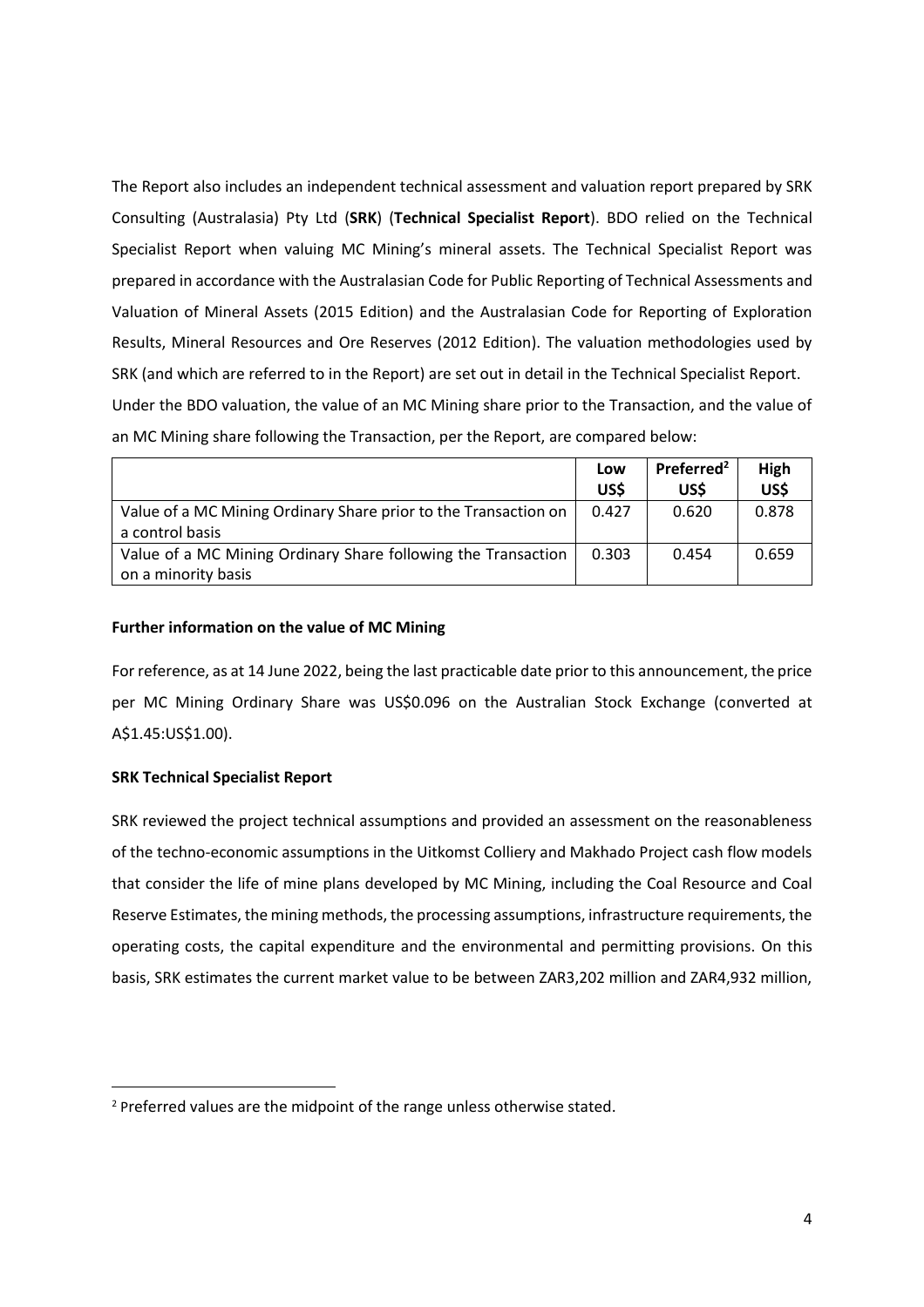The Report also includes an independent technical assessment and valuation report prepared by SRK Consulting (Australasia) Pty Ltd (**SRK**) (**Technical Specialist Report**). BDO relied on the Technical Specialist Report when valuing MC Mining's mineral assets. The Technical Specialist Report was prepared in accordance with the Australasian Code for Public Reporting of Technical Assessments and Valuation of Mineral Assets (2015 Edition) and the Australasian Code for Reporting of Exploration Results, Mineral Resources and Ore Reserves (2012 Edition). The valuation methodologies used by SRK (and which are referred to in the Report) are set out in detail in the Technical Specialist Report.

Under the BDO valuation, the value of an MC Mining share prior to the Transaction, and the value of an MC Mining share following the Transaction, per the Report, are compared below:

| | Low US$ | Preferred[2] US$ | High US$ |
|---|---|---|---|
| Value of a MC Mining Ordinary Share prior to the Transaction on a control basis | 0.427 | 0.620 | 0.878 |
| Value of a MC Mining Ordinary Share following the Transaction on a minority basis | 0.303 | 0.454 | 0.659 |

**Further information on the value of MC Mining**

For reference, as at 14 June 2022, being the last practicable date prior to this announcement, the price per MC Mining Ordinary Share was US$0.096 on the Australian Stock Exchange (converted at A$1.45:US$1.00).

**SRK Technical Specialist Report**

SRK reviewed the project technical assumptions and provided an assessment on the reasonableness of the techno-economic assumptions in the Uitkomst Colliery and Makhado Project cash flow models that consider the life of mine plans developed by MC Mining, including the Coal Resource and Coal Reserve Estimates, the mining methods, the processing assumptions, infrastructure requirements, the operating costs, the capital expenditure and the environmental and permitting provisions. On this basis, SRK estimates the current market value to be between ZAR3,202 million and ZAR4,932 million,

[2] Preferred values are the midpoint of the range unless otherwise stated.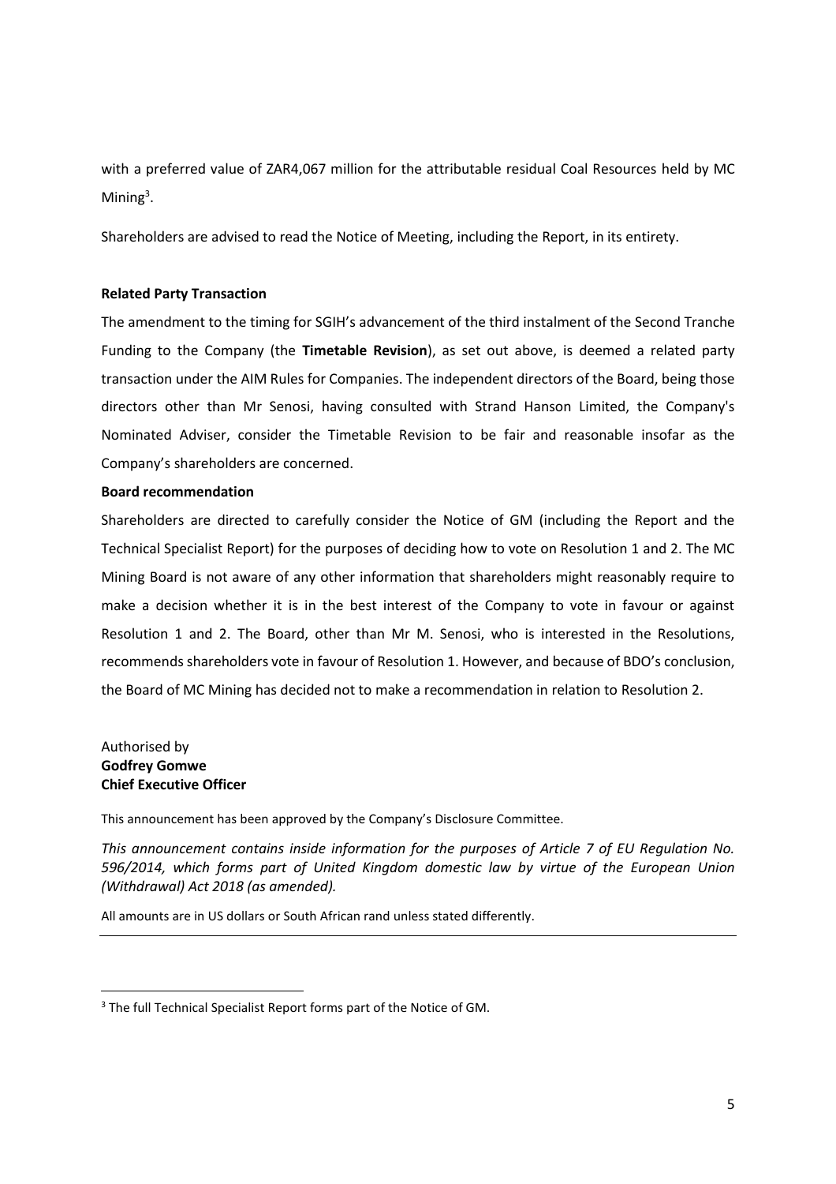with a preferred value of ZAR4,067 million for the attributable residual Coal Resources held by MC Mining[3].

Shareholders are advised to read the Notice of Meeting, including the Report, in its entirety.

**Related Party Transaction**

The amendment to the timing for SGIH's advancement of the third instalment of the Second Tranche Funding to the Company (the **Timetable Revision**), as set out above, is deemed a related party transaction under the AIM Rules for Companies. The independent directors of the Board, being those directors other than Mr Senosi, having consulted with Strand Hanson Limited, the Company's Nominated Adviser, consider the Timetable Revision to be fair and reasonable insofar as the Company's shareholders are concerned.

**Board recommendation**

Shareholders are directed to carefully consider the Notice of GM (including the Report and the Technical Specialist Report) for the purposes of deciding how to vote on Resolution 1 and 2. The MC Mining Board is not aware of any other information that shareholders might reasonably require to make a decision whether it is in the best interest of the Company to vote in favour or against Resolution 1 and 2. The Board, other than Mr M. Senosi, who is interested in the Resolutions, recommends shareholders vote in favour of Resolution 1. However, and because of BDO's conclusion, the Board of MC Mining has decided not to make a recommendation in relation to Resolution 2.

Authorised by
**Godfrey Gomwe**
**Chief Executive Officer**

This announcement has been approved by the Company's Disclosure Committee.

*This announcement contains inside information for the purposes of Article 7 of EU Regulation No. 596/2014, which forms part of United Kingdom domestic law by virtue of the European Union (Withdrawal) Act 2018 (as amended).*

All amounts are in US dollars or South African rand unless stated differently.

---

[3] The full Technical Specialist Report forms part of the Notice of GM.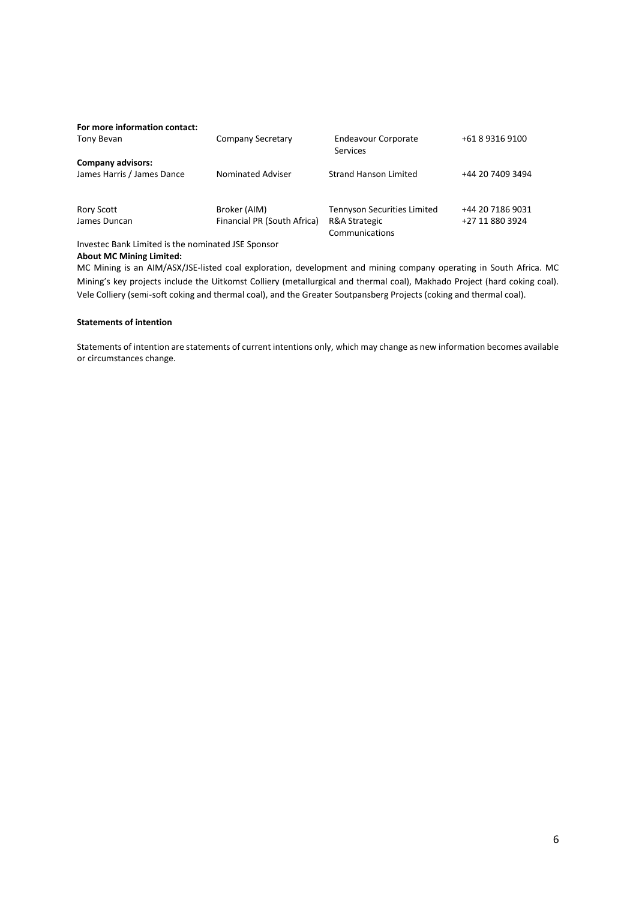**For more information contact:**

| | | | |
|---|---|---|---|
| Tony Bevan | Company Secretary | Endeavour Corporate Services | +61 8 9316 9100 |
| **Company advisors:** | | | |
| James Harris / James Dance | Nominated Adviser | Strand Hanson Limited | +44 20 7409 3494 |
| Rory Scott | Broker (AIM) | Tennyson Securities Limited | +44 20 7186 9031 |
| James Duncan | Financial PR (South Africa) | R&A Strategic Communications | +27 11 880 3924 |

Investec Bank Limited is the nominated JSE Sponsor

**About MC Mining Limited:**

MC Mining is an AIM/ASX/JSE-listed coal exploration, development and mining company operating in South Africa. MC Mining's key projects include the Uitkomst Colliery (metallurgical and thermal coal), Makhado Project (hard coking coal). Vele Colliery (semi-soft coking and thermal coal), and the Greater Soutpansberg Projects (coking and thermal coal).

**Statements of intention**

Statements of intention are statements of current intentions only, which may change as new information becomes available or circumstances change.